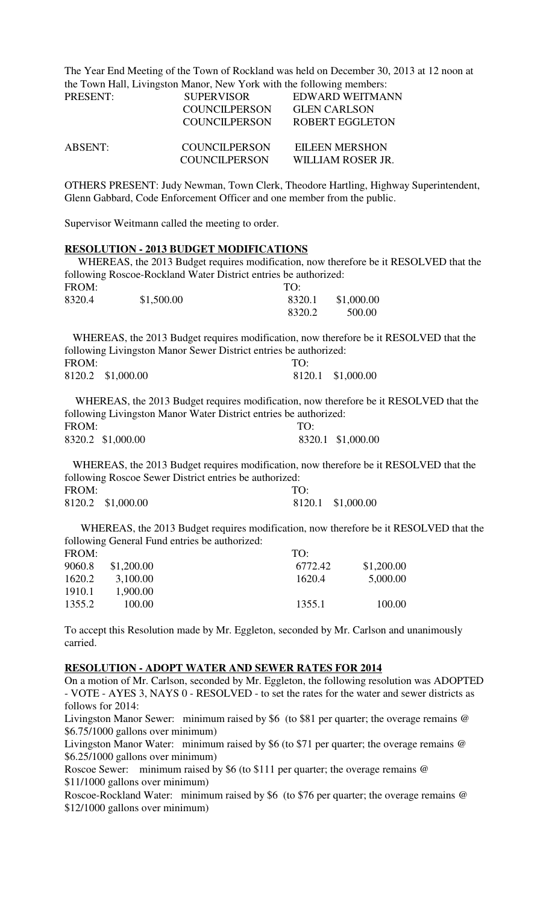The Year End Meeting of the Town of Rockland was held on December 30, 2013 at 12 noon at the Town Hall, Livingston Manor, New York with the following members:

| | | |
|---|---|---|
| PRESENT: | SUPERVISOR | EDWARD WEITMANN |
| | COUNCILPERSON | GLEN CARLSON |
| | COUNCILPERSON | ROBERT EGGLETON |
| ABSENT: | COUNCILPERSON | EILEEN MERSHON |
| | COUNCILPERSON | WILLIAM ROSER JR. |

OTHERS PRESENT: Judy Newman, Town Clerk, Theodore Hartling, Highway Superintendent, Glenn Gabbard, Code Enforcement Officer and one member from the public.

Supervisor Weitmann called the meeting to order.

## RESOLUTION - 2013 BUDGET MODIFICATIONS

WHEREAS, the 2013 Budget requires modification, now therefore be it RESOLVED that the following Roscoe-Rockland Water District entries be authorized:

| FROM: | | TO: | |
|---|---|---|---|
| 8320.4 | $1,500.00 | 8320.1 | $1,000.00 |
| | | 8320.2 | 500.00 |

WHEREAS, the 2013 Budget requires modification, now therefore be it RESOLVED that the following Livingston Manor Sewer District entries be authorized:

| FROM: | | TO: | |
|---|---|---|---|
| 8120.2 | $1,000.00 | 8120.1 | $1,000.00 |

WHEREAS, the 2013 Budget requires modification, now therefore be it RESOLVED that the following Livingston Manor Water District entries be authorized:

| FROM: | | TO: | |
|---|---|---|---|
| 8320.2 | $1,000.00 | 8320.1 | $1,000.00 |

WHEREAS, the 2013 Budget requires modification, now therefore be it RESOLVED that the following Roscoe Sewer District entries be authorized:

| FROM: | | TO: | |
|---|---|---|---|
| 8120.2 | $1,000.00 | 8120.1 | $1,000.00 |

WHEREAS, the 2013 Budget requires modification, now therefore be it RESOLVED that the following General Fund entries be authorized:

| FROM: | | TO: | |
|---|---|---|---|
| 9060.8 | $1,200.00 | 6772.42 | $1,200.00 |
| 1620.2 | 3,100.00 | 1620.4 | 5,000.00 |
| 1910.1 | 1,900.00 | | |
| 1355.2 | 100.00 | 1355.1 | 100.00 |

To accept this Resolution made by Mr. Eggleton, seconded by Mr. Carlson and unanimously carried.

## RESOLUTION - ADOPT WATER AND SEWER RATES FOR 2014

On a motion of Mr. Carlson, seconded by Mr. Eggleton, the following resolution was ADOPTED - VOTE - AYES 3, NAYS 0 - RESOLVED - to set the rates for the water and sewer districts as follows for 2014:

Livingston Manor Sewer: minimum raised by $6 (to $81 per quarter; the overage remains @ $6.75/1000 gallons over minimum)

Livingston Manor Water: minimum raised by $6 (to $71 per quarter; the overage remains @ $6.25/1000 gallons over minimum)

Roscoe Sewer: minimum raised by $6 (to $111 per quarter; the overage remains @ $11/1000 gallons over minimum)

Roscoe-Rockland Water: minimum raised by $6 (to $76 per quarter; the overage remains @ $12/1000 gallons over minimum)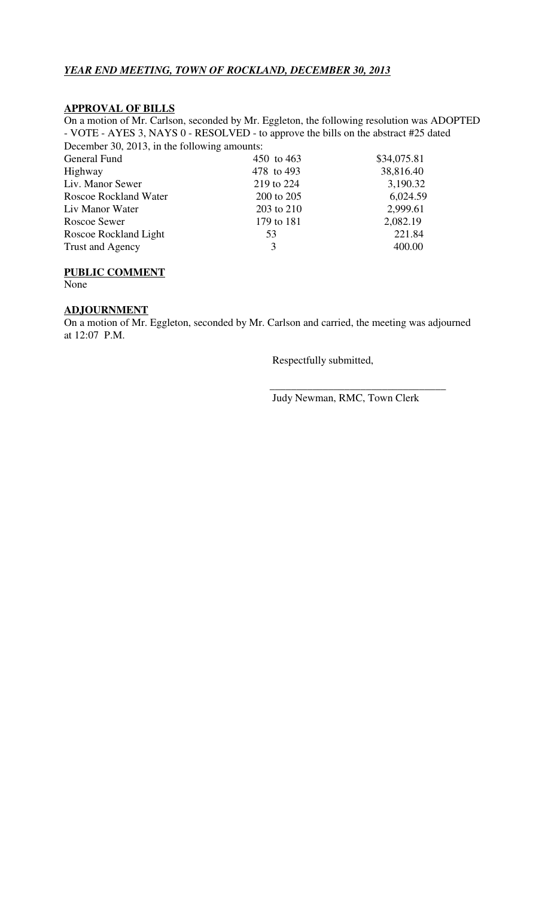***YEAR END MEETING, TOWN OF ROCKLAND, DECEMBER 30, 2013***

**APPROVAL OF BILLS**

On a motion of Mr. Carlson, seconded by Mr. Eggleton, the following resolution was ADOPTED - VOTE - AYES 3, NAYS 0 - RESOLVED - to approve the bills on the abstract #25 dated December 30, 2013, in the following amounts:

| | | |
|---|---|---|
| General Fund | 450 to 463 | $34,075.81 |
| Highway | 478 to 493 | 38,816.40 |
| Liv. Manor Sewer | 219 to 224 | 3,190.32 |
| Roscoe Rockland Water | 200 to 205 | 6,024.59 |
| Liv Manor Water | 203 to 210 | 2,999.61 |
| Roscoe Sewer | 179 to 181 | 2,082.19 |
| Roscoe Rockland Light | 53 | 221.84 |
| Trust and Agency | 3 | 400.00 |

**PUBLIC COMMENT**

None

**ADJOURNMENT**

On a motion of Mr. Eggleton, seconded by Mr. Carlson and carried, the meeting was adjourned at 12:07 P.M.

Respectfully submitted,

\_\_\_\_\_\_\_\_\_\_\_\_\_\_\_\_\_\_\_\_\_\_\_\_\_\_\_\_\_\_\_\_\_

Judy Newman, RMC, Town Clerk